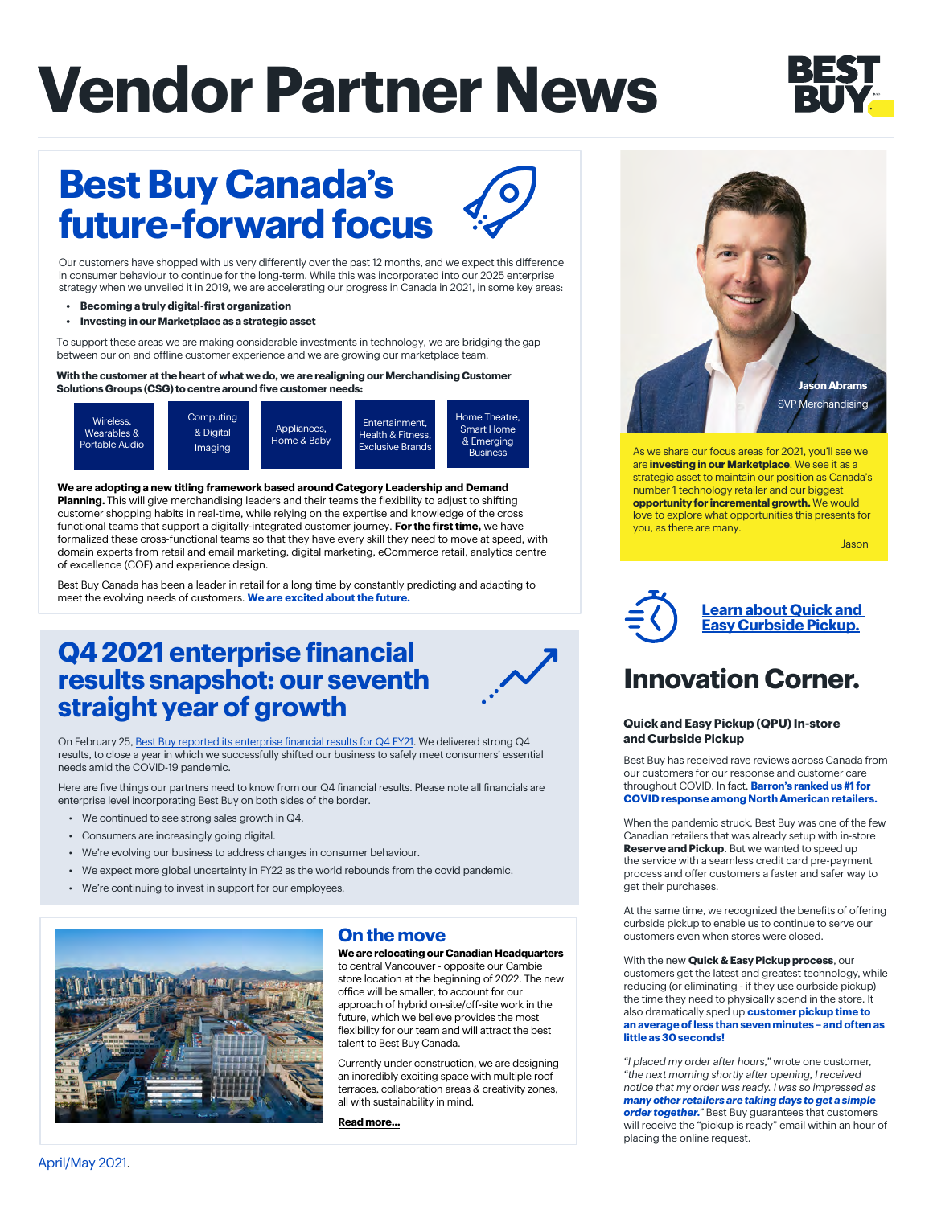# Vendor Partner News

## Best Buy Canada's future-forward focus

Our customers have shopped with us very differently over the past 12 months, and we expect this difference in consumer behaviour to continue for the long-term. While this was incorporated into our 2025 enterprise strategy when we unveiled it in 2019, we are accelerating our progress in Canada in 2021, in some key areas:

- **Becoming a truly digital-first organization**
- **Investing in our Marketplace as a strategic asset**

To support these areas we are making considerable investments in technology, we are bridging the gap between our on and offline customer experience and we are growing our marketplace team.

**With the customer at the heart of what we do, we are realigning our Merchandising Customer Solutions Groups (CSG) to centre around five customer needs:**

- Wireless, Wearables & Portable Audio
- Computing & Digital Imaging
- Appliances, Home & Baby
- Entertainment, Health & Fitness, Exclusive Brands
- Home Theatre, Smart Home & Emerging Business

**We are adopting a new titling framework based around Category Leadership and Demand Planning.** This will give merchandising leaders and their teams the flexibility to adjust to shifting customer shopping habits in real-time, while relying on the expertise and knowledge of the cross functional teams that support a digitally-integrated customer journey. **For the first time,** we have formalized these cross-functional teams so that they have every skill they need to move at speed, with domain experts from retail and email marketing, digital marketing, eCommerce retail, analytics centre of excellence (COE) and experience design.

Best Buy Canada has been a leader in retail for a long time by constantly predicting and adapting to meet the evolving needs of customers. **We are excited about the future.**

**Jason Abrams**
SVP Merchandising

As we share our focus areas for 2021, you'll see we are **investing in our Marketplace**. We see it as a strategic asset to maintain our position as Canada's number 1 technology retailer and our biggest **opportunity for incremental growth.** We would love to explore what opportunities this presents for you, as there are many.

Jason

## Q4 2021 enterprise financial results snapshot: our seventh straight year of growth

On February 25, Best Buy reported its enterprise financial results for Q4 FY21. We delivered strong Q4 results, to close a year in which we successfully shifted our business to safely meet consumers' essential needs amid the COVID-19 pandemic.

Here are five things our partners need to know from our Q4 financial results. Please note all financials are enterprise level incorporating Best Buy on both sides of the border.

- We continued to see strong sales growth in Q4.
- Consumers are increasingly going digital.
- We're evolving our business to address changes in consumer behaviour.
- We expect more global uncertainty in FY22 as the world rebounds from the covid pandemic.
- We're continuing to invest in support for our employees.

## On the move

**We are relocating our Canadian Headquarters** to central Vancouver - opposite our Cambie store location at the beginning of 2022. The new office will be smaller, to account for our approach of hybrid on-site/off-site work in the future, which we believe provides the most flexibility for our team and will attract the best talent to Best Buy Canada.

Currently under construction, we are designing an incredibly exciting space with multiple roof terraces, collaboration areas & creativity zones, all with sustainability in mind.

**Read more...**

**Learn about Quick and Easy Curbside Pickup.**

## Innovation Corner.

### Quick and Easy Pickup (QPU) In-store and Curbside Pickup

Best Buy has received rave reviews across Canada from our customers for our response and customer care throughout COVID. In fact, **Barron's ranked us #1 for COVID response among North American retailers.**

When the pandemic struck, Best Buy was one of the few Canadian retailers that was already setup with in-store **Reserve and Pickup**. But we wanted to speed up the service with a seamless credit card pre-payment process and offer customers a faster and safer way to get their purchases.

At the same time, we recognized the benefits of offering curbside pickup to enable us to continue to serve our customers even when stores were closed.

With the new **Quick & Easy Pickup process**, our customers get the latest and greatest technology, while reducing (or eliminating - if they use curbside pickup) the time they need to physically spend in the store. It also dramatically sped up **customer pickup time to an average of less than seven minutes – and often as little as 30 seconds!**

*"I placed my order after hours," wrote one customer, "the next morning shortly after opening, I received notice that my order was ready. I was so impressed as **many other retailers are taking days to get a simple order together.**"* Best Buy guarantees that customers will receive the "pickup is ready" email within an hour of placing the online request.

April/May 2021.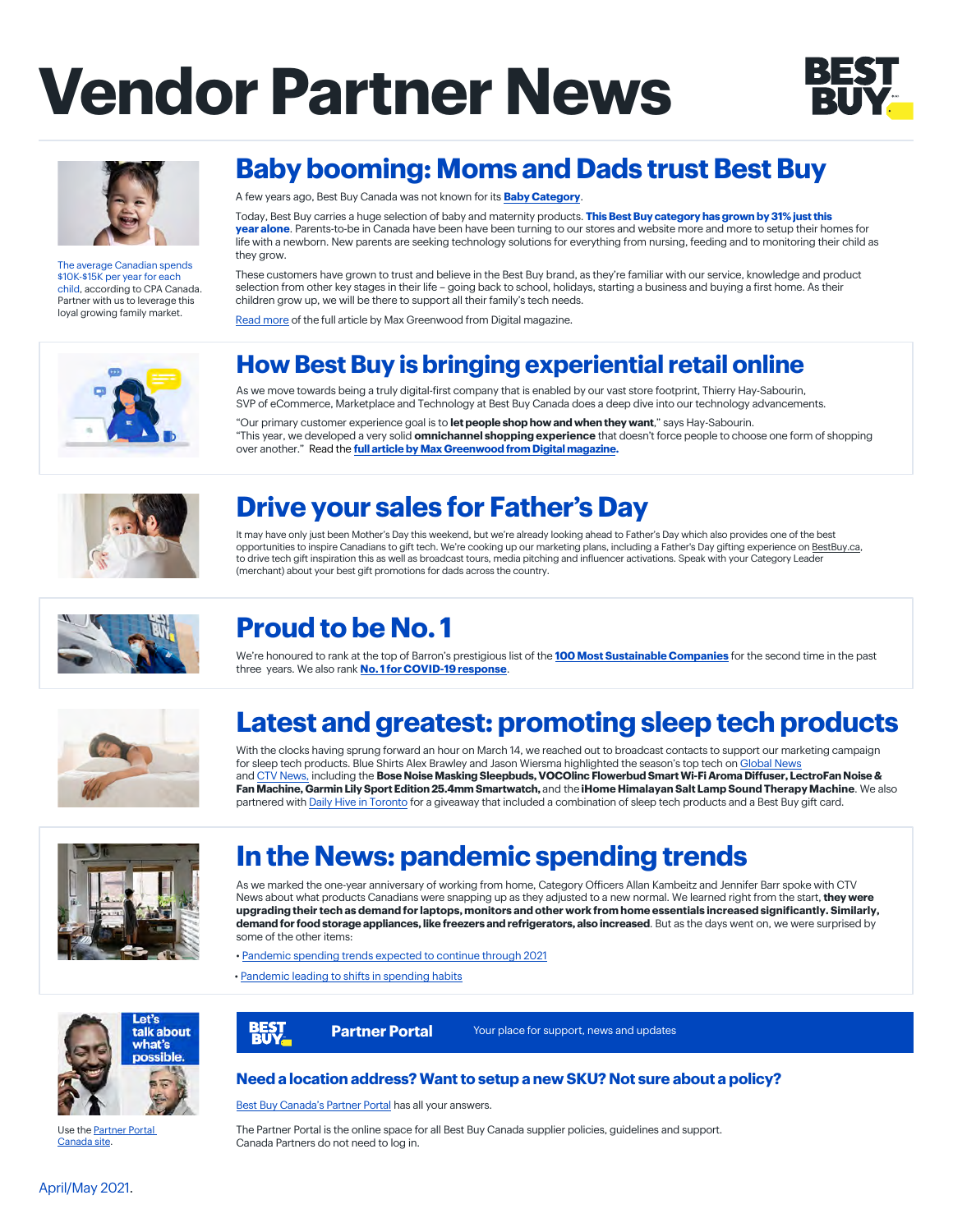# Vendor Partner News

## Baby booming: Moms and Dads trust Best Buy

The average Canadian spends $10K-$15K per year for each child, according to CPA Canada. Partner with us to leverage this loyal growing family market.

A few years ago, Best Buy Canada was not known for its **Baby Category**.

Today, Best Buy carries a huge selection of baby and maternity products. **This Best Buy category has grown by 31% just this year alone**. Parents-to-be in Canada have been have been turning to our stores and website more and more to setup their homes for life with a newborn. New parents are seeking technology solutions for everything from nursing, feeding and to monitoring their child as they grow.

These customers have grown to trust and believe in the Best Buy brand, as they're familiar with our service, knowledge and product selection from other key stages in their life – going back to school, holidays, starting a business and buying a first home. As their children grow up, we will be there to support all their family's tech needs.

Read more of the full article by Max Greenwood from Digital magazine.

## How Best Buy is bringing experiential retail online

As we move towards being a truly digital-first company that is enabled by our vast store footprint, Thierry Hay-Sabourin, SVP of eCommerce, Marketplace and Technology at Best Buy Canada does a deep dive into our technology advancements.

"Our primary customer experience goal is to **let people shop how and when they want**," says Hay-Sabourin. "This year, we developed a very solid **omnichannel shopping experience** that doesn't force people to choose one form of shopping over another." Read the **full article by Max Greenwood from Digital magazine.**

## Drive your sales for Father's Day

It may have only just been Mother's Day this weekend, but we're already looking ahead to Father's Day which also provides one of the best opportunities to inspire Canadians to gift tech. We're cooking up our marketing plans, including a Father's Day gifting experience on BestBuy.ca, to drive tech gift inspiration this as well as broadcast tours, media pitching and influencer activations. Speak with your Category Leader (merchant) about your best gift promotions for dads across the country.

## Proud to be No. 1

We're honoured to rank at the top of Barron's prestigious list of the **100 Most Sustainable Companies** for the second time in the past three years. We also rank **No. 1 for COVID-19 response**.

## Latest and greatest: promoting sleep tech products

With the clocks having sprung forward an hour on March 14, we reached out to broadcast contacts to support our marketing campaign for sleep tech products. Blue Shirts Alex Brawley and Jason Wiersma highlighted the season's top tech on Global News and CTV News, including the **Bose Noise Masking Sleepbuds, VOCOlinc Flowerbud Smart Wi-Fi Aroma Diffuser, LectroFan Noise & Fan Machine, Garmin Lily Sport Edition 25.4mm Smartwatch,** and the **iHome Himalayan Salt Lamp Sound Therapy Machine**. We also partnered with Daily Hive in Toronto for a giveaway that included a combination of sleep tech products and a Best Buy gift card.

## In the News: pandemic spending trends

As we marked the one-year anniversary of working from home, Category Officers Allan Kambeitz and Jennifer Barr spoke with CTV News about what products Canadians were snapping up as they adjusted to a new normal. We learned right from the start, **they were upgrading their tech as demand for laptops, monitors and other work from home essentials increased significantly. Similarly, demand for food storage appliances, like freezers and refrigerators, also increased**. But as the days went on, we were surprised by some of the other items:

- Pandemic spending trends expected to continue through 2021
- Pandemic leading to shifts in spending habits

Let's talk about what's possible.

Use the Partner Portal Canada site.

**Partner Portal** — Your place for support, news and updates

### Need a location address? Want to setup a new SKU? Not sure about a policy?

Best Buy Canada's Partner Portal has all your answers.

The Partner Portal is the online space for all Best Buy Canada supplier policies, guidelines and support. Canada Partners do not need to log in.

April/May 2021.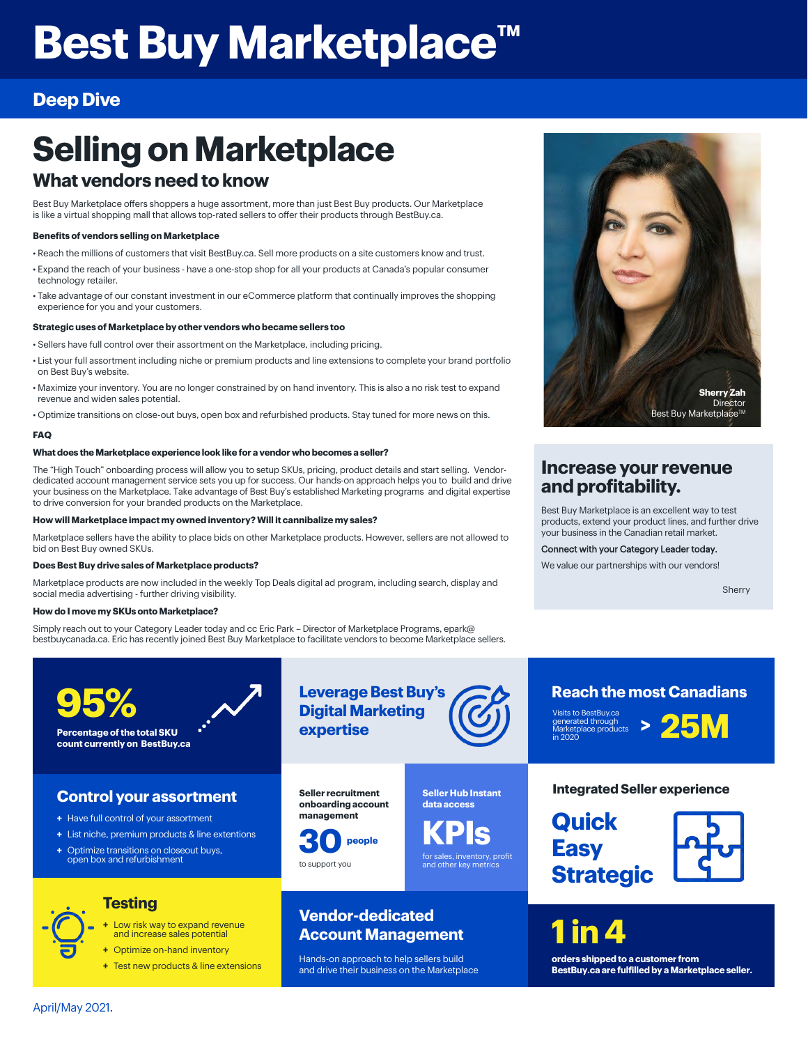# Best Buy Marketplace™

## Deep Dive

# Selling on Marketplace

## What vendors need to know

Best Buy Marketplace offers shoppers a huge assortment, more than just Best Buy products. Our Marketplace is like a virtual shopping mall that allows top-rated sellers to offer their products through BestBuy.ca.

**Benefits of vendors selling on Marketplace**

- Reach the millions of customers that visit BestBuy.ca. Sell more products on a site customers know and trust.
- Expand the reach of your business - have a one-stop shop for all your products at Canada's popular consumer technology retailer.
- Take advantage of our constant investment in our eCommerce platform that continually improves the shopping experience for you and your customers.

**Strategic uses of Marketplace by other vendors who became sellers too**

- Sellers have full control over their assortment on the Marketplace, including pricing.
- List your full assortment including niche or premium products and line extensions to complete your brand portfolio on Best Buy's website.
- Maximize your inventory. You are no longer constrained by on hand inventory. This is also a no risk test to expand revenue and widen sales potential.
- Optimize transitions on close-out buys, open box and refurbished products. Stay tuned for more news on this.

**FAQ**

**What does the Marketplace experience look like for a vendor who becomes a seller?**

The "High Touch" onboarding process will allow you to setup SKUs, pricing, product details and start selling. Vendor-dedicated account management service sets you up for success. Our hands-on approach helps you to build and drive your business on the Marketplace. Take advantage of Best Buy's established Marketing programs and digital expertise to drive conversion for your branded products on the Marketplace.

**How will Marketplace impact my owned inventory? Will it cannibalize my sales?**

Marketplace sellers have the ability to place bids on other Marketplace products. However, sellers are not allowed to bid on Best Buy owned SKUs.

**Does Best Buy drive sales of Marketplace products?**

Marketplace products are now included in the weekly Top Deals digital ad program, including search, display and social media advertising - further driving visibility.

**How do I move my SKUs onto Marketplace?**

Simply reach out to your Category Leader today and cc Eric Park – Director of Marketplace Programs, epark@bestbuycanada.ca. Eric has recently joined Best Buy Marketplace to facilitate vendors to become Marketplace sellers.

Sherry Zah
Director
Best Buy Marketplace™

## Increase your revenue and profitability.

Best Buy Marketplace is an excellent way to test products, extend your product lines, and further drive your business in the Canadian retail market.

Connect with your Category Leader today.

We value our partnerships with our vendors!

Sherry

**95%**
Percentage of the total SKU count currently on BestBuy.ca

**Leverage Best Buy's Digital Marketing expertise**

**Reach the most Canadians**
Visits to BestBuy.ca generated through Marketplace products in 2020 > **25M**

**Control your assortment**

+ Have full control of your assortment
+ List niche, premium products & line extentions
+ Optimize transitions on closeout buys, open box and refurbishment

**Seller recruitment onboarding account management**
**30** people
to support you

**Seller Hub Instant data access**
**KPIs**
for sales, inventory, profit and other key metrics

**Integrated Seller experience**
**Quick**
**Easy**
**Strategic**

**Testing**

+ Low risk way to expand revenue and increase sales potential
+ Optimize on-hand inventory
+ Test new products & line extensions

**Vendor-dedicated Account Management**
Hands-on approach to help sellers build and drive their business on the Marketplace

**1 in 4**
orders shipped to a customer from BestBuy.ca are fulfilled by a Marketplace seller.

April/May 2021.